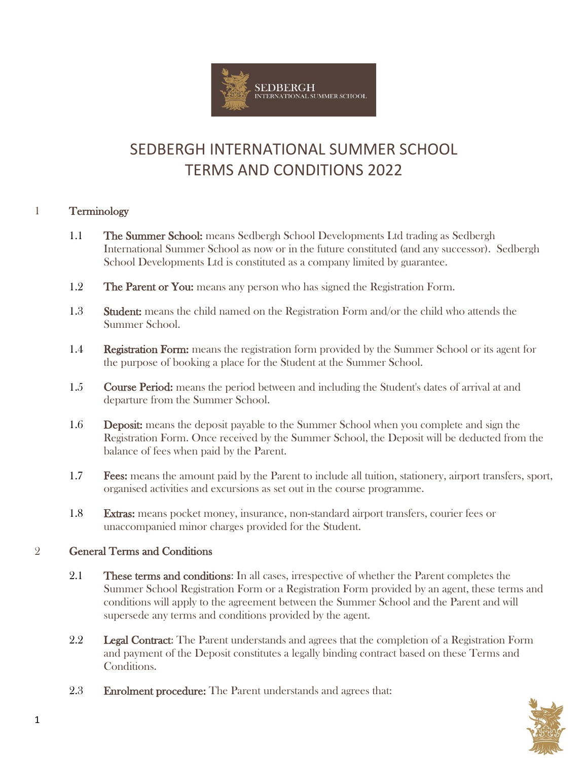# SEDBERGH INTERNATIONAL SUMMER SCHOOL
# TERMS AND CONDITIONS 2022

## 1 Terminology

1.1 **The Summer School:** means Sedbergh School Developments Ltd trading as Sedbergh International Summer School as now or in the future constituted (and any successor). Sedbergh School Developments Ltd is constituted as a company limited by guarantee.

1.2 **The Parent or You:** means any person who has signed the Registration Form.

1.3 **Student:** means the child named on the Registration Form and/or the child who attends the Summer School.

1.4 **Registration Form:** means the registration form provided by the Summer School or its agent for the purpose of booking a place for the Student at the Summer School.

1.5 **Course Period:** means the period between and including the Student's dates of arrival at and departure from the Summer School.

1.6 **Deposit:** means the deposit payable to the Summer School when you complete and sign the Registration Form. Once received by the Summer School, the Deposit will be deducted from the balance of fees when paid by the Parent.

1.7 **Fees:** means the amount paid by the Parent to include all tuition, stationery, airport transfers, sport, organised activities and excursions as set out in the course programme.

1.8 **Extras:** means pocket money, insurance, non-standard airport transfers, courier fees or unaccompanied minor charges provided for the Student.

## 2 General Terms and Conditions

2.1 **These terms and conditions**: In all cases, irrespective of whether the Parent completes the Summer School Registration Form or a Registration Form provided by an agent, these terms and conditions will apply to the agreement between the Summer School and the Parent and will supersede any terms and conditions provided by the agent.

2.2 **Legal Contract**: The Parent understands and agrees that the completion of a Registration Form and payment of the Deposit constitutes a legally binding contract based on these Terms and Conditions.

2.3 **Enrolment procedure:** The Parent understands and agrees that: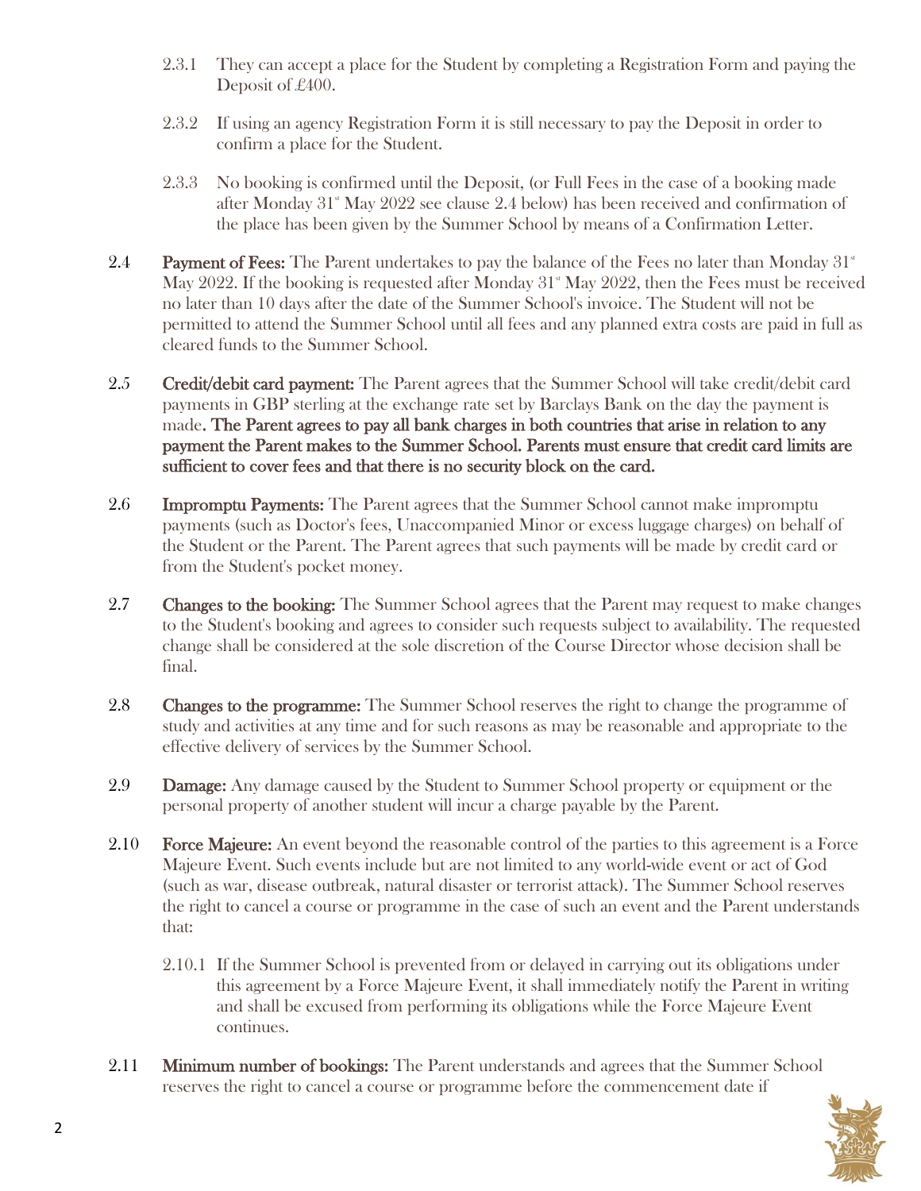2.3.1 They can accept a place for the Student by completing a Registration Form and paying the Deposit of £400.

2.3.2 If using an agency Registration Form it is still necessary to pay the Deposit in order to confirm a place for the Student.

2.3.3 No booking is confirmed until the Deposit, (or Full Fees in the case of a booking made after Monday 31st May 2022 see clause 2.4 below) has been received and confirmation of the place has been given by the Summer School by means of a Confirmation Letter.

2.4 **Payment of Fees:** The Parent undertakes to pay the balance of the Fees no later than Monday 31st May 2022. If the booking is requested after Monday 31st May 2022, then the Fees must be received no later than 10 days after the date of the Summer School's invoice. The Student will not be permitted to attend the Summer School until all fees and any planned extra costs are paid in full as cleared funds to the Summer School.

2.5 **Credit/debit card payment:** The Parent agrees that the Summer School will take credit/debit card payments in GBP sterling at the exchange rate set by Barclays Bank on the day the payment is made**. The Parent agrees to pay all bank charges in both countries that arise in relation to any payment the Parent makes to the Summer School. Parents must ensure that credit card limits are sufficient to cover fees and that there is no security block on the card.**

2.6 **Impromptu Payments:** The Parent agrees that the Summer School cannot make impromptu payments (such as Doctor's fees, Unaccompanied Minor or excess luggage charges) on behalf of the Student or the Parent. The Parent agrees that such payments will be made by credit card or from the Student's pocket money.

2.7 **Changes to the booking:** The Summer School agrees that the Parent may request to make changes to the Student's booking and agrees to consider such requests subject to availability. The requested change shall be considered at the sole discretion of the Course Director whose decision shall be final.

2.8 **Changes to the programme:** The Summer School reserves the right to change the programme of study and activities at any time and for such reasons as may be reasonable and appropriate to the effective delivery of services by the Summer School.

2.9 **Damage:** Any damage caused by the Student to Summer School property or equipment or the personal property of another student will incur a charge payable by the Parent.

2.10 **Force Majeure:** An event beyond the reasonable control of the parties to this agreement is a Force Majeure Event. Such events include but are not limited to any world-wide event or act of God (such as war, disease outbreak, natural disaster or terrorist attack). The Summer School reserves the right to cancel a course or programme in the case of such an event and the Parent understands that:

2.10.1 If the Summer School is prevented from or delayed in carrying out its obligations under this agreement by a Force Majeure Event, it shall immediately notify the Parent in writing and shall be excused from performing its obligations while the Force Majeure Event continues.

2.11 **Minimum number of bookings:** The Parent understands and agrees that the Summer School reserves the right to cancel a course or programme before the commencement date if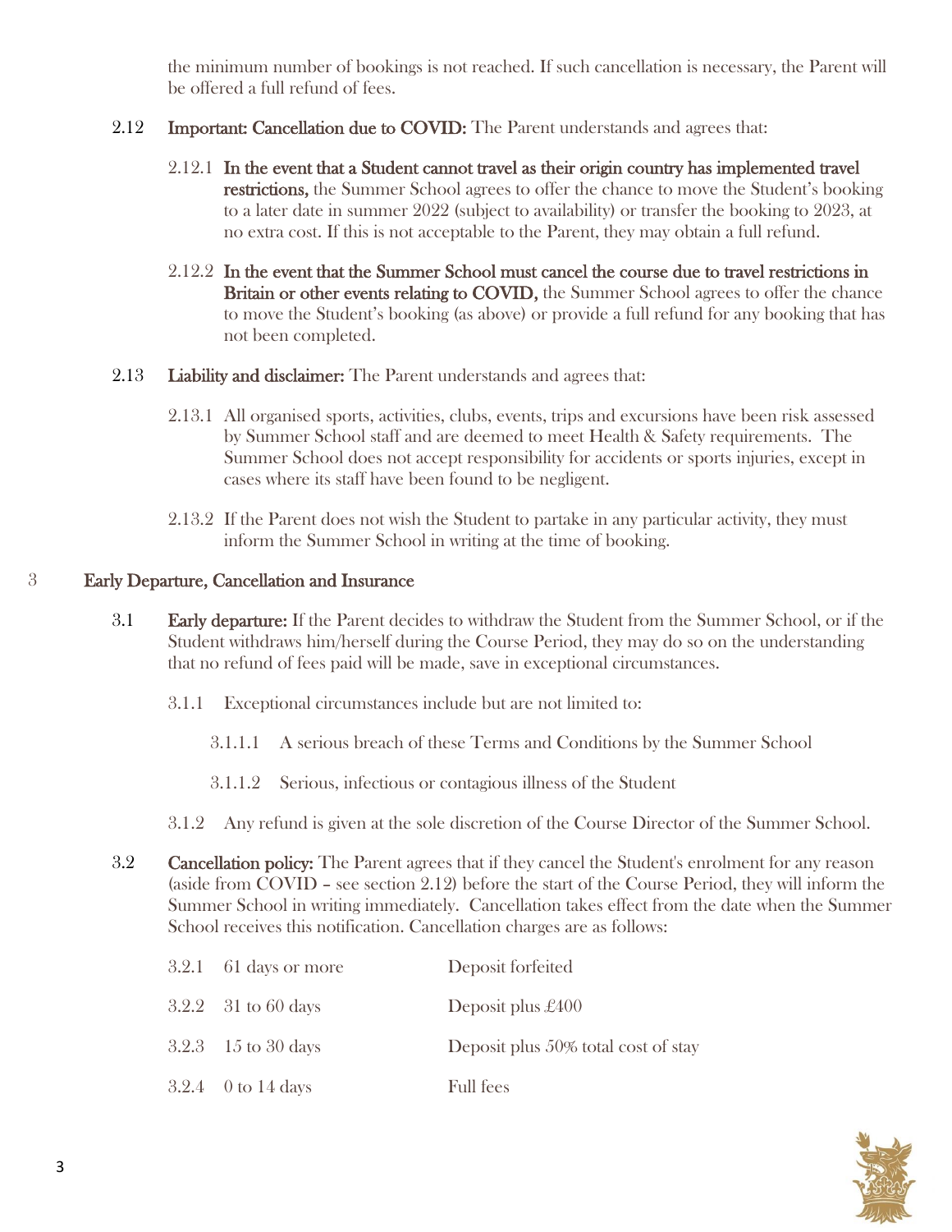the minimum number of bookings is not reached. If such cancellation is necessary, the Parent will be offered a full refund of fees.

2.12 **Important: Cancellation due to COVID:** The Parent understands and agrees that:

2.12.1 **In the event that a Student cannot travel as their origin country has implemented travel restrictions,** the Summer School agrees to offer the chance to move the Student's booking to a later date in summer 2022 (subject to availability) or transfer the booking to 2023, at no extra cost. If this is not acceptable to the Parent, they may obtain a full refund.

2.12.2 **In the event that the Summer School must cancel the course due to travel restrictions in Britain or other events relating to COVID,** the Summer School agrees to offer the chance to move the Student's booking (as above) or provide a full refund for any booking that has not been completed.

2.13 **Liability and disclaimer:** The Parent understands and agrees that:

2.13.1 All organised sports, activities, clubs, events, trips and excursions have been risk assessed by Summer School staff and are deemed to meet Health & Safety requirements. The Summer School does not accept responsibility for accidents or sports injuries, except in cases where its staff have been found to be negligent.

2.13.2 If the Parent does not wish the Student to partake in any particular activity, they must inform the Summer School in writing at the time of booking.

## 3 Early Departure, Cancellation and Insurance

3.1 **Early departure:** If the Parent decides to withdraw the Student from the Summer School, or if the Student withdraws him/herself during the Course Period, they may do so on the understanding that no refund of fees paid will be made, save in exceptional circumstances.

3.1.1 Exceptional circumstances include but are not limited to:

3.1.1.1 A serious breach of these Terms and Conditions by the Summer School

3.1.1.2 Serious, infectious or contagious illness of the Student

3.1.2 Any refund is given at the sole discretion of the Course Director of the Summer School.

3.2 **Cancellation policy:** The Parent agrees that if they cancel the Student's enrolment for any reason (aside from COVID – see section 2.12) before the start of the Course Period, they will inform the Summer School in writing immediately. Cancellation takes effect from the date when the Summer School receives this notification. Cancellation charges are as follows:

| | Period | Charge |
|---|---|---|
| 3.2.1 | 61 days or more | Deposit forfeited |
| 3.2.2 | 31 to 60 days | Deposit plus £400 |
| 3.2.3 | 15 to 30 days | Deposit plus 50% total cost of stay |
| 3.2.4 | 0 to 14 days | Full fees |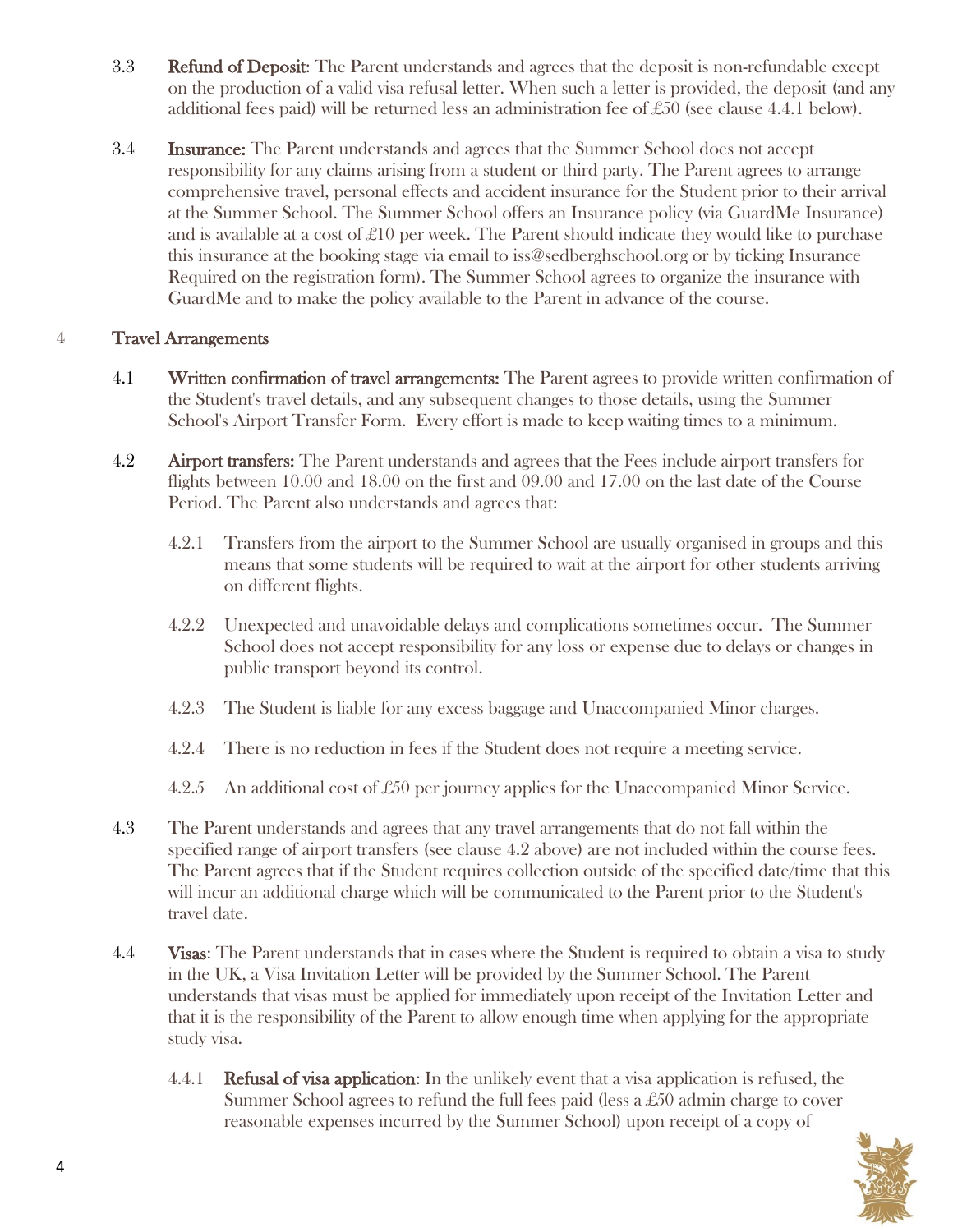3.3 **Refund of Deposit**: The Parent understands and agrees that the deposit is non-refundable except on the production of a valid visa refusal letter. When such a letter is provided, the deposit (and any additional fees paid) will be returned less an administration fee of £50 (see clause 4.4.1 below).

3.4 **Insurance:** The Parent understands and agrees that the Summer School does not accept responsibility for any claims arising from a student or third party. The Parent agrees to arrange comprehensive travel, personal effects and accident insurance for the Student prior to their arrival at the Summer School. The Summer School offers an Insurance policy (via GuardMe Insurance) and is available at a cost of £10 per week. The Parent should indicate they would like to purchase this insurance at the booking stage via email to iss@sedberghschool.org or by ticking Insurance Required on the registration form). The Summer School agrees to organize the insurance with GuardMe and to make the policy available to the Parent in advance of the course.

## 4 Travel Arrangements

4.1 **Written confirmation of travel arrangements:** The Parent agrees to provide written confirmation of the Student's travel details, and any subsequent changes to those details, using the Summer School's Airport Transfer Form. Every effort is made to keep waiting times to a minimum.

4.2 **Airport transfers:** The Parent understands and agrees that the Fees include airport transfers for flights between 10.00 and 18.00 on the first and 09.00 and 17.00 on the last date of the Course Period. The Parent also understands and agrees that:

4.2.1 Transfers from the airport to the Summer School are usually organised in groups and this means that some students will be required to wait at the airport for other students arriving on different flights.

4.2.2 Unexpected and unavoidable delays and complications sometimes occur. The Summer School does not accept responsibility for any loss or expense due to delays or changes in public transport beyond its control.

4.2.3 The Student is liable for any excess baggage and Unaccompanied Minor charges.

4.2.4 There is no reduction in fees if the Student does not require a meeting service.

4.2.5 An additional cost of £50 per journey applies for the Unaccompanied Minor Service.

4.3 The Parent understands and agrees that any travel arrangements that do not fall within the specified range of airport transfers (see clause 4.2 above) are not included within the course fees. The Parent agrees that if the Student requires collection outside of the specified date/time that this will incur an additional charge which will be communicated to the Parent prior to the Student's travel date.

4.4 **Visas**: The Parent understands that in cases where the Student is required to obtain a visa to study in the UK, a Visa Invitation Letter will be provided by the Summer School. The Parent understands that visas must be applied for immediately upon receipt of the Invitation Letter and that it is the responsibility of the Parent to allow enough time when applying for the appropriate study visa.

4.4.1 **Refusal of visa application**: In the unlikely event that a visa application is refused, the Summer School agrees to refund the full fees paid (less a £50 admin charge to cover reasonable expenses incurred by the Summer School) upon receipt of a copy of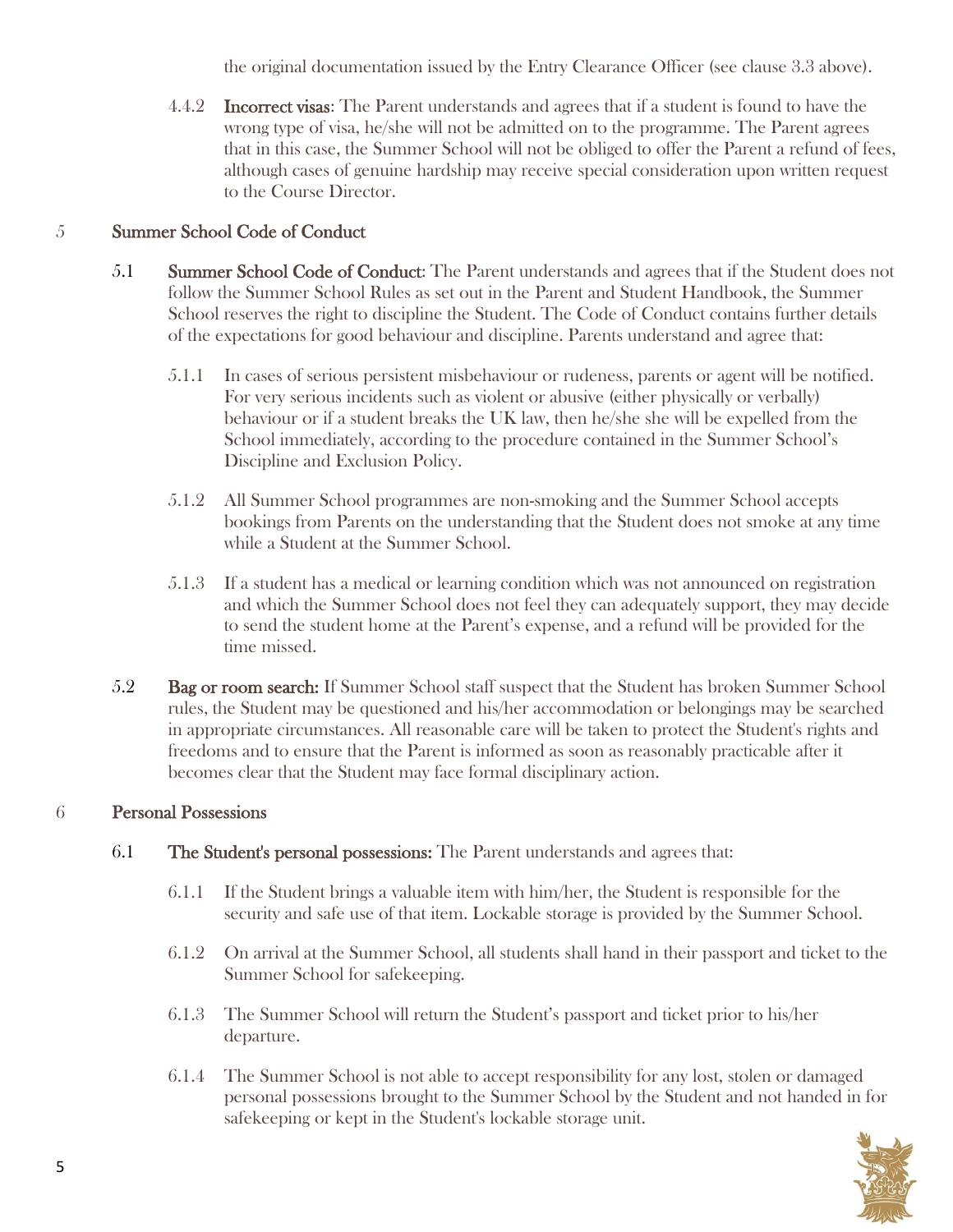the original documentation issued by the Entry Clearance Officer (see clause 3.3 above).

4.4.2 **Incorrect visas**: The Parent understands and agrees that if a student is found to have the wrong type of visa, he/she will not be admitted on to the programme. The Parent agrees that in this case, the Summer School will not be obliged to offer the Parent a refund of fees, although cases of genuine hardship may receive special consideration upon written request to the Course Director.

## 5 Summer School Code of Conduct

5.1 **Summer School Code of Conduct**: The Parent understands and agrees that if the Student does not follow the Summer School Rules as set out in the Parent and Student Handbook, the Summer School reserves the right to discipline the Student. The Code of Conduct contains further details of the expectations for good behaviour and discipline. Parents understand and agree that:

5.1.1 In cases of serious persistent misbehaviour or rudeness, parents or agent will be notified. For very serious incidents such as violent or abusive (either physically or verbally) behaviour or if a student breaks the UK law, then he/she she will be expelled from the School immediately, according to the procedure contained in the Summer School's Discipline and Exclusion Policy.

5.1.2 All Summer School programmes are non-smoking and the Summer School accepts bookings from Parents on the understanding that the Student does not smoke at any time while a Student at the Summer School.

5.1.3 If a student has a medical or learning condition which was not announced on registration and which the Summer School does not feel they can adequately support, they may decide to send the student home at the Parent's expense, and a refund will be provided for the time missed.

5.2 **Bag or room search:** If Summer School staff suspect that the Student has broken Summer School rules, the Student may be questioned and his/her accommodation or belongings may be searched in appropriate circumstances. All reasonable care will be taken to protect the Student's rights and freedoms and to ensure that the Parent is informed as soon as reasonably practicable after it becomes clear that the Student may face formal disciplinary action.

## 6 Personal Possessions

6.1 **The Student's personal possessions:** The Parent understands and agrees that:

6.1.1 If the Student brings a valuable item with him/her, the Student is responsible for the security and safe use of that item. Lockable storage is provided by the Summer School.

6.1.2 On arrival at the Summer School, all students shall hand in their passport and ticket to the Summer School for safekeeping.

6.1.3 The Summer School will return the Student's passport and ticket prior to his/her departure.

6.1.4 The Summer School is not able to accept responsibility for any lost, stolen or damaged personal possessions brought to the Summer School by the Student and not handed in for safekeeping or kept in the Student's lockable storage unit.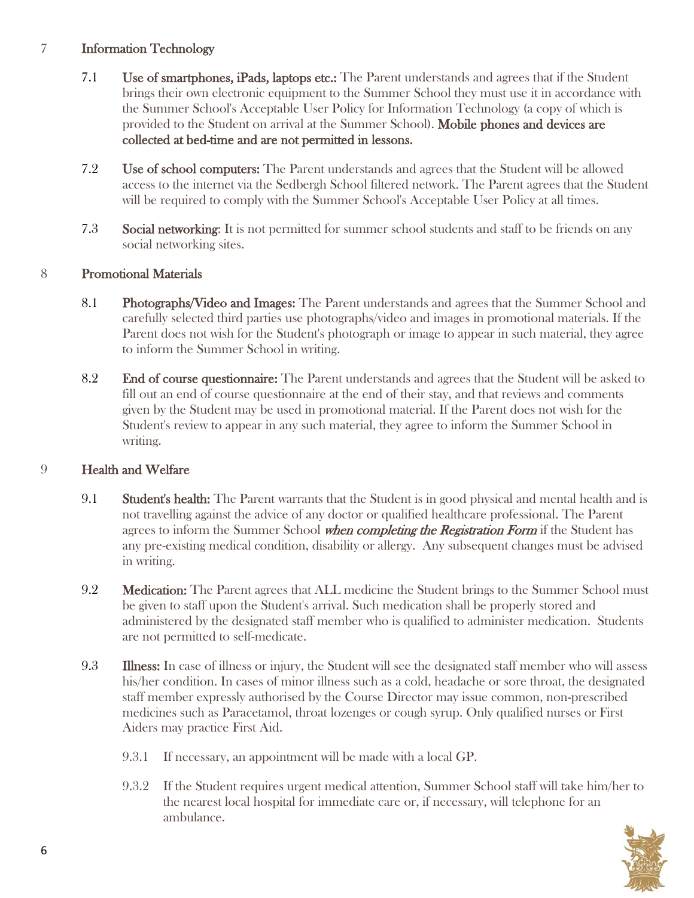## 7 Information Technology

7.1 **Use of smartphones, iPads, laptops etc.:** The Parent understands and agrees that if the Student brings their own electronic equipment to the Summer School they must use it in accordance with the Summer School's Acceptable User Policy for Information Technology (a copy of which is provided to the Student on arrival at the Summer School). **Mobile phones and devices are collected at bed-time and are not permitted in lessons.**

7.2 **Use of school computers:** The Parent understands and agrees that the Student will be allowed access to the internet via the Sedbergh School filtered network. The Parent agrees that the Student will be required to comply with the Summer School's Acceptable User Policy at all times.

7.3 **Social networking:** It is not permitted for summer school students and staff to be friends on any social networking sites.

## 8 Promotional Materials

8.1 **Photographs/Video and Images:** The Parent understands and agrees that the Summer School and carefully selected third parties use photographs/video and images in promotional materials. If the Parent does not wish for the Student's photograph or image to appear in such material, they agree to inform the Summer School in writing.

8.2 **End of course questionnaire:** The Parent understands and agrees that the Student will be asked to fill out an end of course questionnaire at the end of their stay, and that reviews and comments given by the Student may be used in promotional material. If the Parent does not wish for the Student's review to appear in any such material, they agree to inform the Summer School in writing.

## 9 Health and Welfare

9.1 **Student's health:** The Parent warrants that the Student is in good physical and mental health and is not travelling against the advice of any doctor or qualified healthcare professional. The Parent agrees to inform the Summer School ***when completing the Registration Form*** if the Student has any pre-existing medical condition, disability or allergy. Any subsequent changes must be advised in writing.

9.2 **Medication:** The Parent agrees that ALL medicine the Student brings to the Summer School must be given to staff upon the Student's arrival. Such medication shall be properly stored and administered by the designated staff member who is qualified to administer medication. Students are not permitted to self-medicate.

9.3 **Illness:** In case of illness or injury, the Student will see the designated staff member who will assess his/her condition. In cases of minor illness such as a cold, headache or sore throat, the designated staff member expressly authorised by the Course Director may issue common, non-prescribed medicines such as Paracetamol, throat lozenges or cough syrup. Only qualified nurses or First Aiders may practice First Aid.

9.3.1 If necessary, an appointment will be made with a local GP.

9.3.2 If the Student requires urgent medical attention, Summer School staff will take him/her to the nearest local hospital for immediate care or, if necessary, will telephone for an ambulance.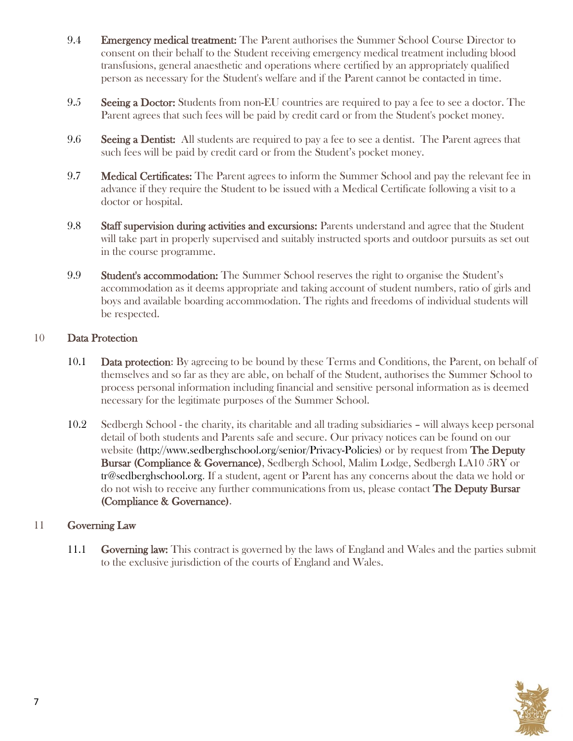9.4 **Emergency medical treatment:** The Parent authorises the Summer School Course Director to consent on their behalf to the Student receiving emergency medical treatment including blood transfusions, general anaesthetic and operations where certified by an appropriately qualified person as necessary for the Student's welfare and if the Parent cannot be contacted in time.

9.5 **Seeing a Doctor:** Students from non-EU countries are required to pay a fee to see a doctor. The Parent agrees that such fees will be paid by credit card or from the Student's pocket money.

9.6 **Seeing a Dentist:** All students are required to pay a fee to see a dentist. The Parent agrees that such fees will be paid by credit card or from the Student's pocket money.

9.7 **Medical Certificates:** The Parent agrees to inform the Summer School and pay the relevant fee in advance if they require the Student to be issued with a Medical Certificate following a visit to a doctor or hospital.

9.8 **Staff supervision during activities and excursions:** Parents understand and agree that the Student will take part in properly supervised and suitably instructed sports and outdoor pursuits as set out in the course programme.

9.9 **Student's accommodation:** The Summer School reserves the right to organise the Student's accommodation as it deems appropriate and taking account of student numbers, ratio of girls and boys and available boarding accommodation. The rights and freedoms of individual students will be respected.

## 10 Data Protection

10.1 **Data protection**: By agreeing to be bound by these Terms and Conditions, the Parent, on behalf of themselves and so far as they are able, on behalf of the Student, authorises the Summer School to process personal information including financial and sensitive personal information as is deemed necessary for the legitimate purposes of the Summer School.

10.2 Sedbergh School - the charity, its charitable and all trading subsidiaries – will always keep personal detail of both students and Parents safe and secure. Our privacy notices can be found on our website (http://www.sedberghschool.org/senior/Privacy-Policies) or by request from **The Deputy Bursar (Compliance & Governance)**, Sedbergh School, Malim Lodge, Sedbergh LA10 5RY or tr@sedberghschool.org. If a student, agent or Parent has any concerns about the data we hold or do not wish to receive any further communications from us, please contact **The Deputy Bursar (Compliance & Governance)**.

## 11 Governing Law

11.1 **Governing law:** This contract is governed by the laws of England and Wales and the parties submit to the exclusive jurisdiction of the courts of England and Wales.